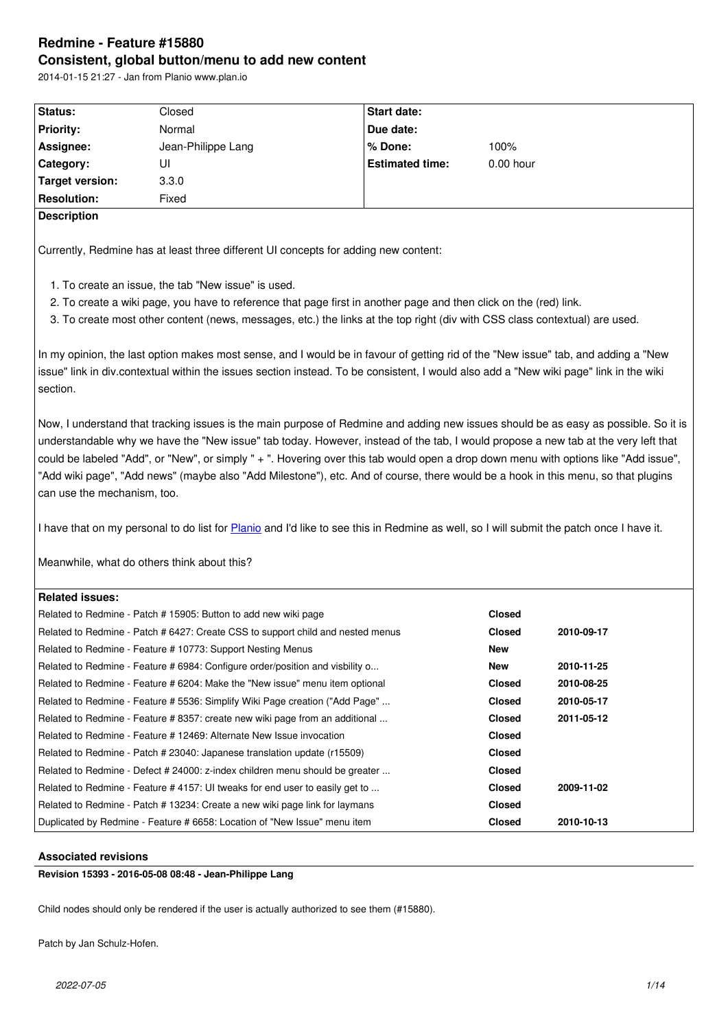# Redmine - Feature #15880

## Consistent, global button/menu to add new content

2014-01-15 21:27 - Jan from Planio www.plan.io

| Status: | Closed | Start date: | |
|---|---|---|---|
| Priority: | Normal | Due date: | |
| Assignee: | Jean-Philippe Lang | % Done: | 100% |
| Category: | UI | Estimated time: | 0.00 hour |
| Target version: | 3.3.0 | | |
| Resolution: | Fixed | | |

**Description**

Currently, Redmine has at least three different UI concepts for adding new content:

1. To create an issue, the tab "New issue" is used.
2. To create a wiki page, you have to reference that page first in another page and then click on the (red) link.
3. To create most other content (news, messages, etc.) the links at the top right (div with CSS class contextual) are used.

In my opinion, the last option makes most sense, and I would be in favour of getting rid of the "New issue" tab, and adding a "New issue" link in div.contextual within the issues section instead. To be consistent, I would also add a "New wiki page" link in the wiki section.

Now, I understand that tracking issues is the main purpose of Redmine and adding new issues should be as easy as possible. So it is understandable why we have the "New issue" tab today. However, instead of the tab, I would propose a new tab at the very left that could be labeled "Add", or "New", or simply " + ". Hovering over this tab would open a drop down menu with options like "Add issue", "Add wiki page", "Add news" (maybe also "Add Milestone"), etc. And of course, there would be a hook in this menu, so that plugins can use the mechanism, too.

I have that on my personal to do list for Planio and I'd like to see this in Redmine as well, so I will submit the patch once I have it.

Meanwhile, what do others think about this?

**Related issues:**

| | | |
|---|---|---|
| Related to Redmine - Patch # 15905: Button to add new wiki page | Closed | |
| Related to Redmine - Patch # 6427: Create CSS to support child and nested menus | Closed | 2010-09-17 |
| Related to Redmine - Feature # 10773: Support Nesting Menus | New | |
| Related to Redmine - Feature # 6984: Configure order/position and visbility o... | New | 2010-11-25 |
| Related to Redmine - Feature # 6204: Make the "New issue" menu item optional | Closed | 2010-08-25 |
| Related to Redmine - Feature # 5536: Simplify Wiki Page creation ("Add Page" ... | Closed | 2010-05-17 |
| Related to Redmine - Feature # 8357: create new wiki page from an additional ... | Closed | 2011-05-12 |
| Related to Redmine - Feature # 12469: Alternate New Issue invocation | Closed | |
| Related to Redmine - Patch # 23040: Japanese translation update (r15509) | Closed | |
| Related to Redmine - Defect # 24000: z-index children menu should be greater ... | Closed | |
| Related to Redmine - Feature # 4157: UI tweaks for end user to easily get to ... | Closed | 2009-11-02 |
| Related to Redmine - Patch # 13234: Create a new wiki page link for laymans | Closed | |
| Duplicated by Redmine - Feature # 6658: Location of "New Issue" menu item | Closed | 2010-10-13 |

### Associated revisions

**Revision 15393 - 2016-05-08 08:48 - Jean-Philippe Lang**

Child nodes should only be rendered if the user is actually authorized to see them (#15880).

Patch by Jan Schulz-Hofen.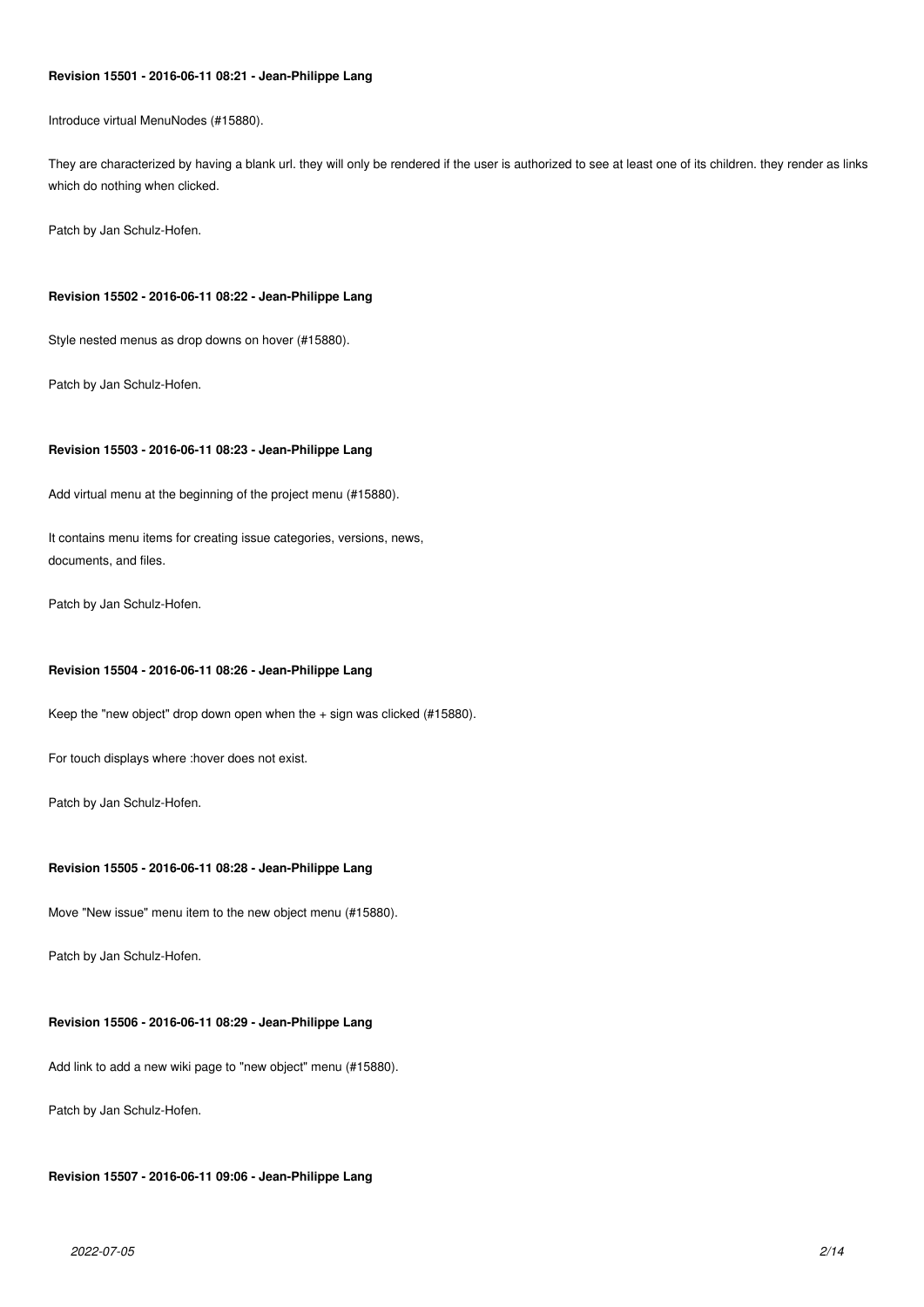#### Revision 15501 - 2016-06-11 08:21 - Jean-Philippe Lang

Introduce virtual MenuNodes (#15880).

They are characterized by having a blank url. they will only be rendered if the user is authorized to see at least one of its children. they render as links which do nothing when clicked.

Patch by Jan Schulz-Hofen.

#### Revision 15502 - 2016-06-11 08:22 - Jean-Philippe Lang

Style nested menus as drop downs on hover (#15880).

Patch by Jan Schulz-Hofen.

#### Revision 15503 - 2016-06-11 08:23 - Jean-Philippe Lang

Add virtual menu at the beginning of the project menu (#15880).

It contains menu items for creating issue categories, versions, news,
documents, and files.

Patch by Jan Schulz-Hofen.

#### Revision 15504 - 2016-06-11 08:26 - Jean-Philippe Lang

Keep the "new object" drop down open when the + sign was clicked (#15880).

For touch displays where :hover does not exist.

Patch by Jan Schulz-Hofen.

#### Revision 15505 - 2016-06-11 08:28 - Jean-Philippe Lang

Move "New issue" menu item to the new object menu (#15880).

Patch by Jan Schulz-Hofen.

#### Revision 15506 - 2016-06-11 08:29 - Jean-Philippe Lang

Add link to add a new wiki page to "new object" menu (#15880).

Patch by Jan Schulz-Hofen.

#### Revision 15507 - 2016-06-11 09:06 - Jean-Philippe Lang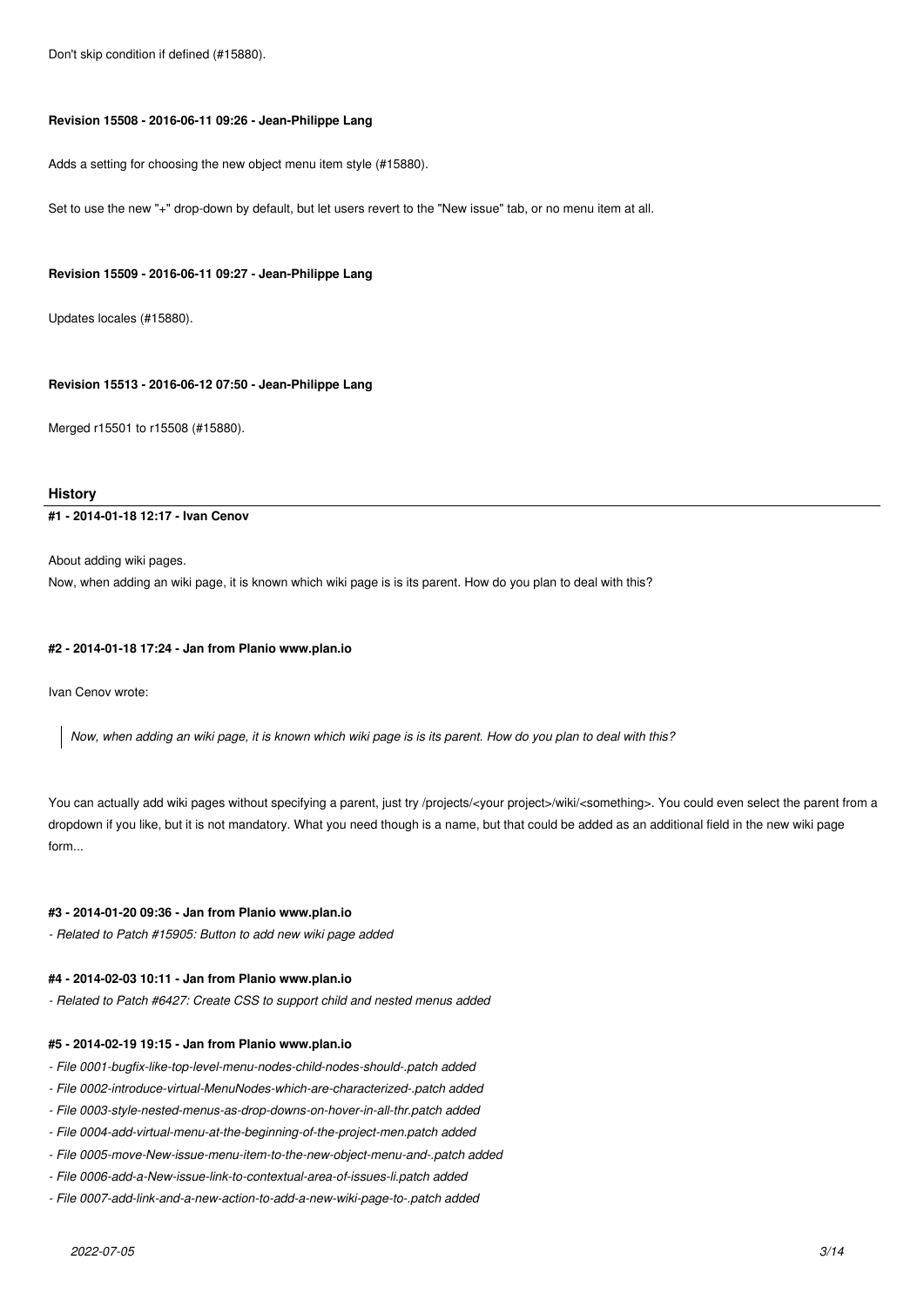Don't skip condition if defined (#15880).

#### Revision 15508 - 2016-06-11 09:26 - Jean-Philippe Lang

Adds a setting for choosing the new object menu item style (#15880).

Set to use the new "+" drop-down by default, but let users revert to the "New issue" tab, or no menu item at all.

#### Revision 15509 - 2016-06-11 09:27 - Jean-Philippe Lang

Updates locales (#15880).

#### Revision 15513 - 2016-06-12 07:50 - Jean-Philippe Lang

Merged r15501 to r15508 (#15880).

## History

#### #1 - 2014-01-18 12:17 - Ivan Cenov

About adding wiki pages.
Now, when adding an wiki page, it is known which wiki page is is its parent. How do you plan to deal with this?

#### #2 - 2014-01-18 17:24 - Jan from Planio www.plan.io

Ivan Cenov wrote:

> *Now, when adding an wiki page, it is known which wiki page is is its parent. How do you plan to deal with this?*

You can actually add wiki pages without specifying a parent, just try /projects/<your project>/wiki/<something>. You could even select the parent from a dropdown if you like, but it is not mandatory. What you need though is a name, but that could be added as an additional field in the new wiki page form...

#### #3 - 2014-01-20 09:36 - Jan from Planio www.plan.io

*- Related to Patch #15905: Button to add new wiki page added*

#### #4 - 2014-02-03 10:11 - Jan from Planio www.plan.io

*- Related to Patch #6427: Create CSS to support child and nested menus added*

#### #5 - 2014-02-19 19:15 - Jan from Planio www.plan.io

*- File 0001-bugfix-like-top-level-menu-nodes-child-nodes-should-.patch added*
*- File 0002-introduce-virtual-MenuNodes-which-are-characterized-.patch added*
*- File 0003-style-nested-menus-as-drop-downs-on-hover-in-all-thr.patch added*
*- File 0004-add-virtual-menu-at-the-beginning-of-the-project-men.patch added*
*- File 0005-move-New-issue-menu-item-to-the-new-object-menu-and-.patch added*
*- File 0006-add-a-New-issue-link-to-contextual-area-of-issues-li.patch added*
*- File 0007-add-link-and-a-new-action-to-add-a-new-wiki-page-to-.patch added*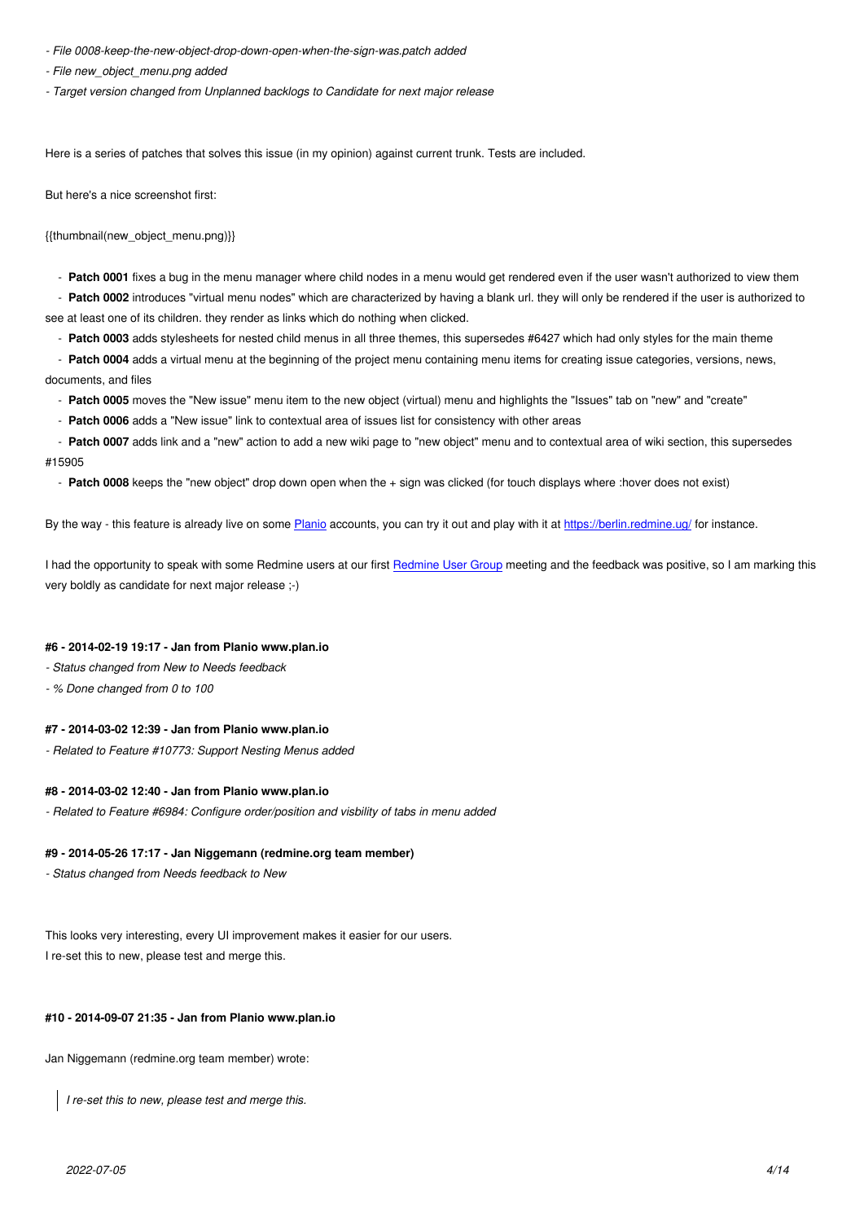- *File 0008-keep-the-new-object-drop-down-open-when-the-sign-was.patch added*
- *File new_object_menu.png added*
- *Target version changed from Unplanned backlogs to Candidate for next major release*

Here is a series of patches that solves this issue (in my opinion) against current trunk. Tests are included.

But here's a nice screenshot first:

{{thumbnail(new_object_menu.png)}}

- **Patch 0001** fixes a bug in the menu manager where child nodes in a menu would get rendered even if the user wasn't authorized to view them
- **Patch 0002** introduces "virtual menu nodes" which are characterized by having a blank url. they will only be rendered if the user is authorized to see at least one of its children. they render as links which do nothing when clicked.
- **Patch 0003** adds stylesheets for nested child menus in all three themes, this supersedes #6427 which had only styles for the main theme
- **Patch 0004** adds a virtual menu at the beginning of the project menu containing menu items for creating issue categories, versions, news, documents, and files
- **Patch 0005** moves the "New issue" menu item to the new object (virtual) menu and highlights the "Issues" tab on "new" and "create"
- **Patch 0006** adds a "New issue" link to contextual area of issues list for consistency with other areas
- **Patch 0007** adds link and a "new" action to add a new wiki page to "new object" menu and to contextual area of wiki section, this supersedes #15905
- **Patch 0008** keeps the "new object" drop down open when the + sign was clicked (for touch displays where :hover does not exist)

By the way - this feature is already live on some Planio accounts, you can try it out and play with it at https://berlin.redmine.ug/ for instance.

I had the opportunity to speak with some Redmine users at our first Redmine User Group meeting and the feedback was positive, so I am marking this very boldly as candidate for next major release ;-)

#### #6 - 2014-02-19 19:17 - Jan from Planio www.plan.io

- *Status changed from New to Needs feedback*
- *% Done changed from 0 to 100*

#### #7 - 2014-03-02 12:39 - Jan from Planio www.plan.io

- *Related to Feature #10773: Support Nesting Menus added*

#### #8 - 2014-03-02 12:40 - Jan from Planio www.plan.io

- *Related to Feature #6984: Configure order/position and visbility of tabs in menu added*

#### #9 - 2014-05-26 17:17 - Jan Niggemann (redmine.org team member)

- *Status changed from Needs feedback to New*

This looks very interesting, every UI improvement makes it easier for our users.
I re-set this to new, please test and merge this.

#### #10 - 2014-09-07 21:35 - Jan from Planio www.plan.io

Jan Niggemann (redmine.org team member) wrote:

> *I re-set this to new, please test and merge this.*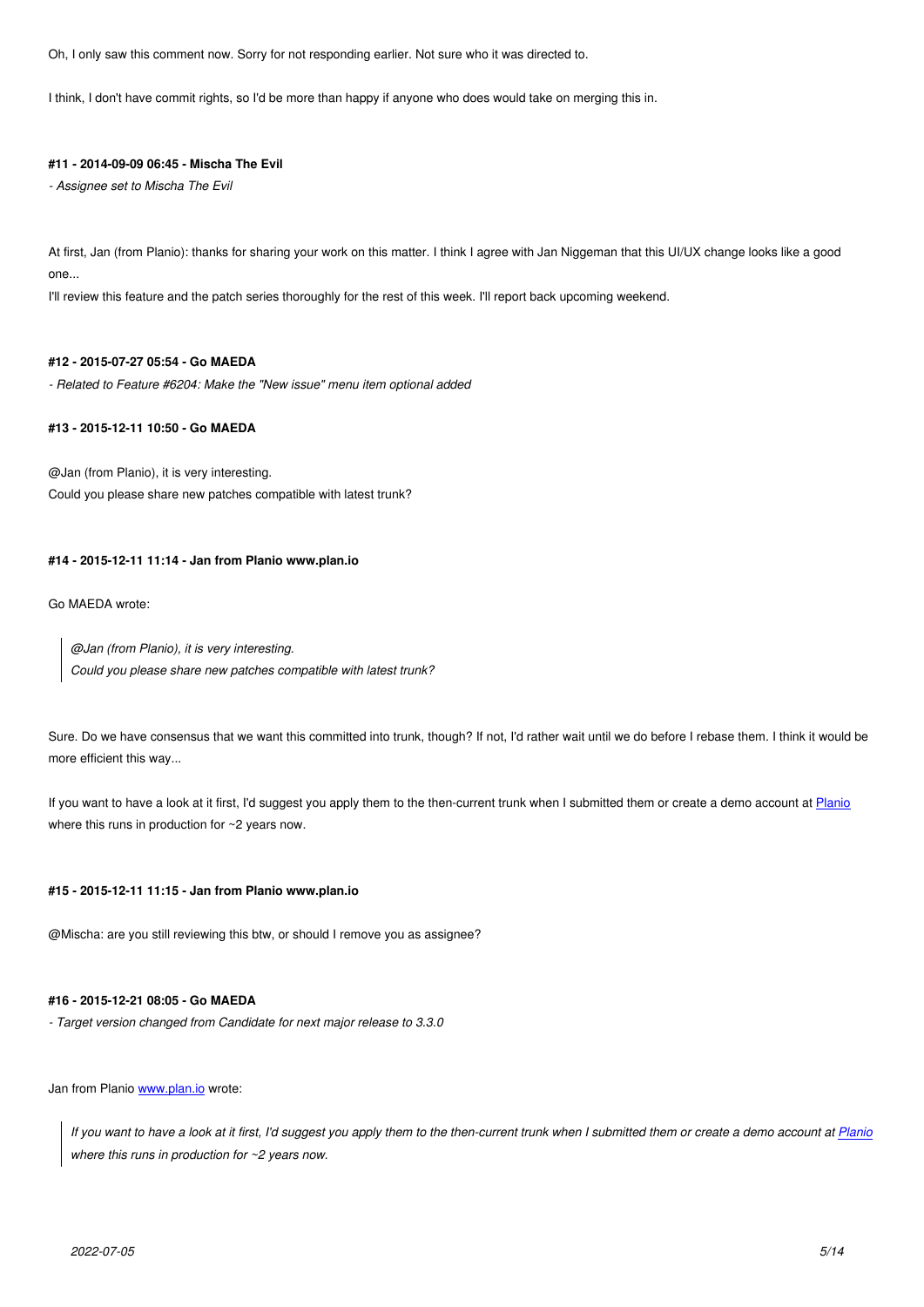Oh, I only saw this comment now. Sorry for not responding earlier. Not sure who it was directed to.

I think, I don't have commit rights, so I'd be more than happy if anyone who does would take on merging this in.

#### #11 - 2014-09-09 06:45 - Mischa The Evil

*- Assignee set to Mischa The Evil*

At first, Jan (from Planio): thanks for sharing your work on this matter. I think I agree with Jan Niggeman that this UI/UX change looks like a good one...

I'll review this feature and the patch series thoroughly for the rest of this week. I'll report back upcoming weekend.

#### #12 - 2015-07-27 05:54 - Go MAEDA

*- Related to Feature #6204: Make the "New issue" menu item optional added*

#### #13 - 2015-12-11 10:50 - Go MAEDA

@Jan (from Planio), it is very interesting.
Could you please share new patches compatible with latest trunk?

#### #14 - 2015-12-11 11:14 - Jan from Planio www.plan.io

Go MAEDA wrote:

> *@Jan (from Planio), it is very interesting.*
> *Could you please share new patches compatible with latest trunk?*

Sure. Do we have consensus that we want this committed into trunk, though? If not, I'd rather wait until we do before I rebase them. I think it would be more efficient this way...

If you want to have a look at it first, I'd suggest you apply them to the then-current trunk when I submitted them or create a demo account at [Planio] where this runs in production for ~2 years now.

#### #15 - 2015-12-11 11:15 - Jan from Planio www.plan.io

@Mischa: are you still reviewing this btw, or should I remove you as assignee?

#### #16 - 2015-12-21 08:05 - Go MAEDA

*- Target version changed from Candidate for next major release to 3.3.0*

Jan from Planio [www.plan.io] wrote:

> *If you want to have a look at it first, I'd suggest you apply them to the then-current trunk when I submitted them or create a demo account at [Planio] where this runs in production for ~2 years now.*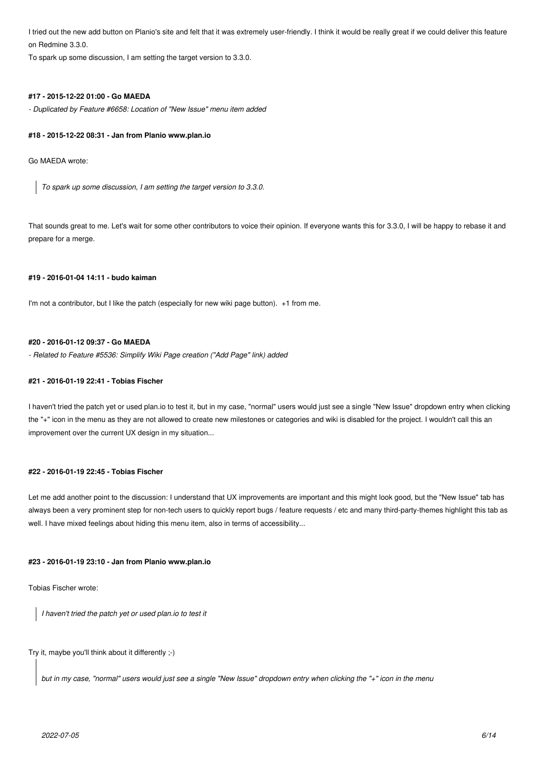I tried out the new add button on Planio's site and felt that it was extremely user-friendly. I think it would be really great if we could deliver this feature on Redmine 3.3.0.

To spark up some discussion, I am setting the target version to 3.3.0.

#### #17 - 2015-12-22 01:00 - Go MAEDA

*- Duplicated by Feature #6658: Location of "New Issue" menu item added*

#### #18 - 2015-12-22 08:31 - Jan from Planio www.plan.io

Go MAEDA wrote:

> *To spark up some discussion, I am setting the target version to 3.3.0.*

That sounds great to me. Let's wait for some other contributors to voice their opinion. If everyone wants this for 3.3.0, I will be happy to rebase it and prepare for a merge.

#### #19 - 2016-01-04 14:11 - budo kaiman

I'm not a contributor, but I like the patch (especially for new wiki page button). +1 from me.

#### #20 - 2016-01-12 09:37 - Go MAEDA

*- Related to Feature #5536: Simplify Wiki Page creation ("Add Page" link) added*

#### #21 - 2016-01-19 22:41 - Tobias Fischer

I haven't tried the patch yet or used plan.io to test it, but in my case, "normal" users would just see a single "New Issue" dropdown entry when clicking the "+" icon in the menu as they are not allowed to create new milestones or categories and wiki is disabled for the project. I wouldn't call this an improvement over the current UX design in my situation...

#### #22 - 2016-01-19 22:45 - Tobias Fischer

Let me add another point to the discussion: I understand that UX improvements are important and this might look good, but the "New Issue" tab has always been a very prominent step for non-tech users to quickly report bugs / feature requests / etc and many third-party-themes highlight this tab as well. I have mixed feelings about hiding this menu item, also in terms of accessibility...

#### #23 - 2016-01-19 23:10 - Jan from Planio www.plan.io

Tobias Fischer wrote:

> *I haven't tried the patch yet or used plan.io to test it*

Try it, maybe you'll think about it differently ;-)

> *but in my case, "normal" users would just see a single "New Issue" dropdown entry when clicking the "+" icon in the menu*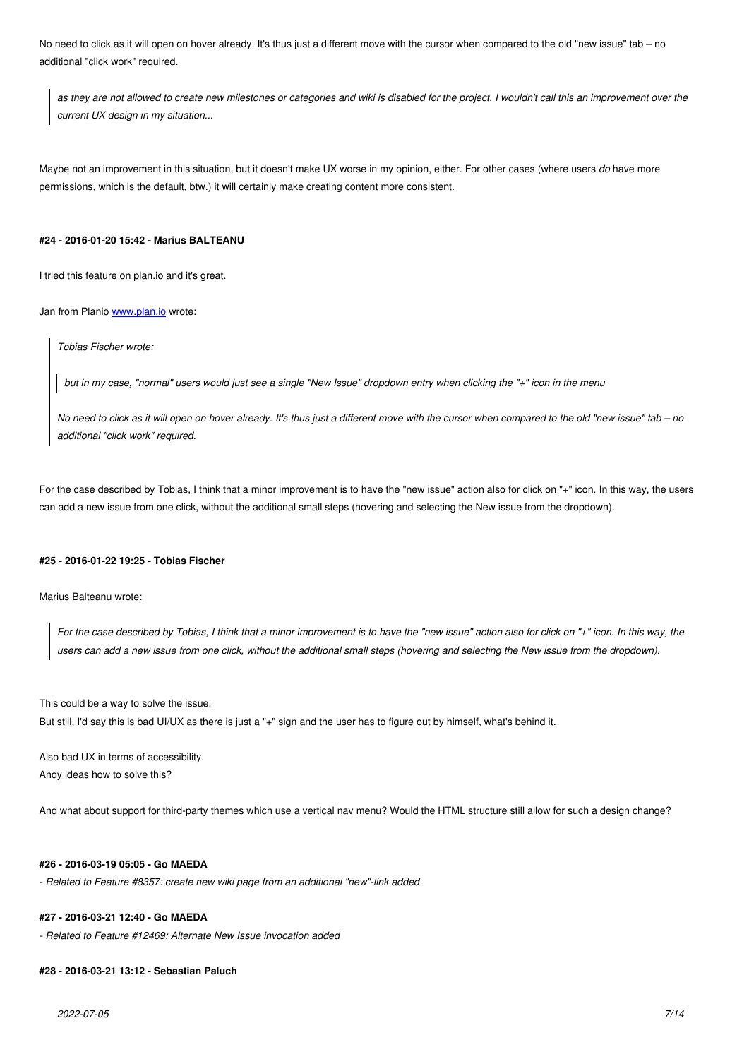No need to click as it will open on hover already. It's thus just a different move with the cursor when compared to the old "new issue" tab – no additional "click work" required.

> *as they are not allowed to create new milestones or categories and wiki is disabled for the project. I wouldn't call this an improvement over the current UX design in my situation...*

Maybe not an improvement in this situation, but it doesn't make UX worse in my opinion, either. For other cases (where users *do* have more permissions, which is the default, btw.) it will certainly make creating content more consistent.

#### #24 - 2016-01-20 15:42 - Marius BALTEANU

I tried this feature on plan.io and it's great.

Jan from Planio www.plan.io wrote:

> *Tobias Fischer wrote:*
>
> > *but in my case, "normal" users would just see a single "New Issue" dropdown entry when clicking the "+" icon in the menu*
>
> *No need to click as it will open on hover already. It's thus just a different move with the cursor when compared to the old "new issue" tab – no additional "click work" required.*

For the case described by Tobias, I think that a minor improvement is to have the "new issue" action also for click on "+" icon. In this way, the users can add a new issue from one click, without the additional small steps (hovering and selecting the New issue from the dropdown).

#### #25 - 2016-01-22 19:25 - Tobias Fischer

Marius Balteanu wrote:

> *For the case described by Tobias, I think that a minor improvement is to have the "new issue" action also for click on "+" icon. In this way, the users can add a new issue from one click, without the additional small steps (hovering and selecting the New issue from the dropdown).*

This could be a way to solve the issue.
But still, I'd say this is bad UI/UX as there is just a "+" sign and the user has to figure out by himself, what's behind it.

Also bad UX in terms of accessibility.
Andy ideas how to solve this?

And what about support for third-party themes which use a vertical nav menu? Would the HTML structure still allow for such a design change?

#### #26 - 2016-03-19 05:05 - Go MAEDA

*- Related to Feature #8357: create new wiki page from an additional "new"-link added*

#### #27 - 2016-03-21 12:40 - Go MAEDA

*- Related to Feature #12469: Alternate New Issue invocation added*

#### #28 - 2016-03-21 13:12 - Sebastian Paluch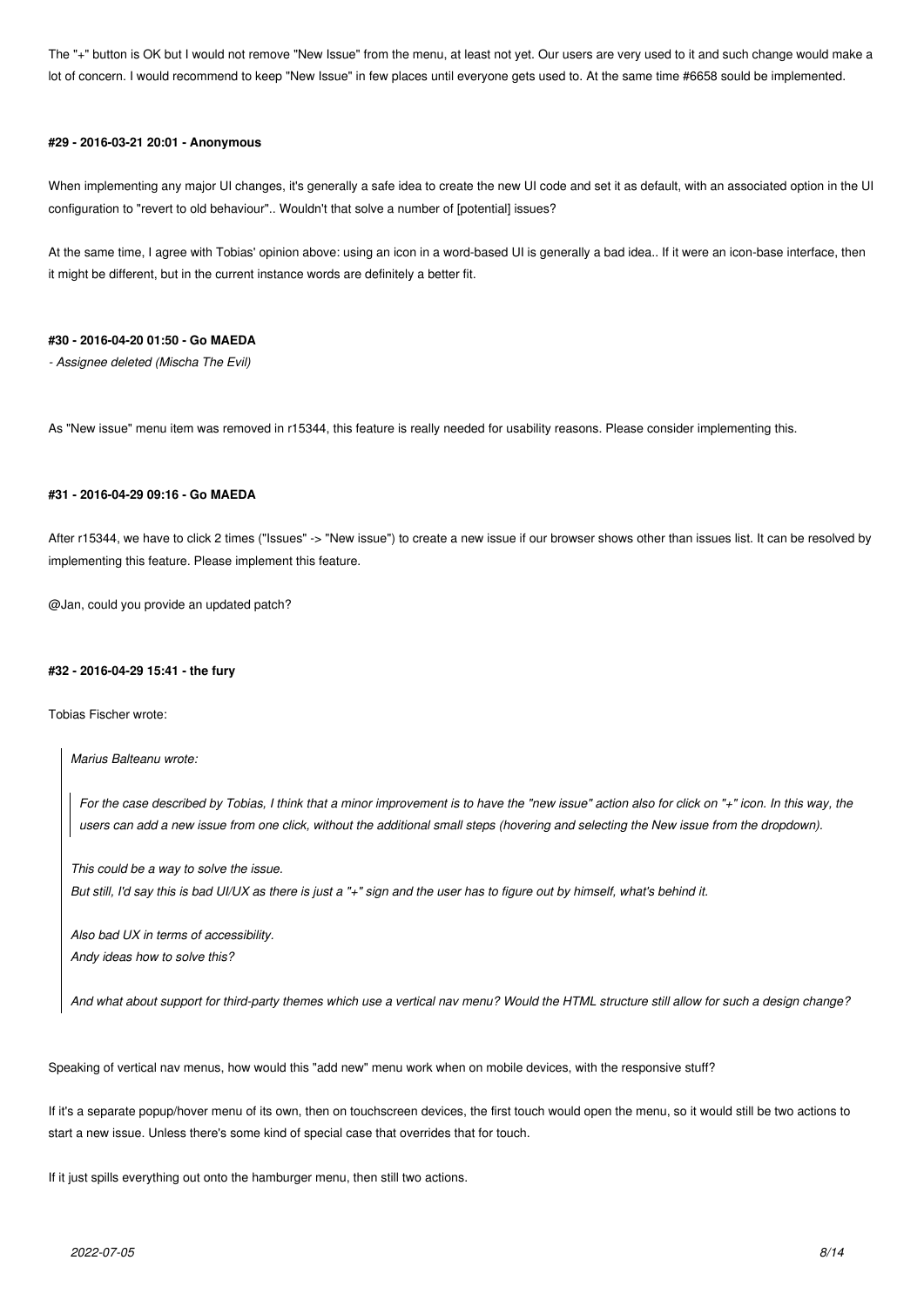The "+" button is OK but I would not remove "New Issue" from the menu, at least not yet. Our users are very used to it and such change would make a lot of concern. I would recommend to keep "New Issue" in few places until everyone gets used to. At the same time #6658 sould be implemented.

#### #29 - 2016-03-21 20:01 - Anonymous

When implementing any major UI changes, it's generally a safe idea to create the new UI code and set it as default, with an associated option in the UI configuration to "revert to old behaviour".. Wouldn't that solve a number of [potential] issues?

At the same time, I agree with Tobias' opinion above: using an icon in a word-based UI is generally a bad idea.. If it were an icon-base interface, then it might be different, but in the current instance words are definitely a better fit.

#### #30 - 2016-04-20 01:50 - Go MAEDA

*- Assignee deleted (Mischa The Evil)*

As "New issue" menu item was removed in r15344, this feature is really needed for usability reasons. Please consider implementing this.

#### #31 - 2016-04-29 09:16 - Go MAEDA

After r15344, we have to click 2 times ("Issues" -> "New issue") to create a new issue if our browser shows other than issues list. It can be resolved by implementing this feature. Please implement this feature.

@Jan, could you provide an updated patch?

#### #32 - 2016-04-29 15:41 - the fury

Tobias Fischer wrote:

> *Marius Balteanu wrote:*
>
> > *For the case described by Tobias, I think that a minor improvement is to have the "new issue" action also for click on "+" icon. In this way, the users can add a new issue from one click, without the additional small steps (hovering and selecting the New issue from the dropdown).*
>
> *This could be a way to solve the issue.*
> *But still, I'd say this is bad UI/UX as there is just a "+" sign and the user has to figure out by himself, what's behind it.*
>
> > *Also bad UX in terms of accessibility.*
> > *Andy ideas how to solve this?*
>
> *And what about support for third-party themes which use a vertical nav menu? Would the HTML structure still allow for such a design change?*

Speaking of vertical nav menus, how would this "add new" menu work when on mobile devices, with the responsive stuff?

If it's a separate popup/hover menu of its own, then on touchscreen devices, the first touch would open the menu, so it would still be two actions to start a new issue. Unless there's some kind of special case that overrides that for touch.

If it just spills everything out onto the hamburger menu, then still two actions.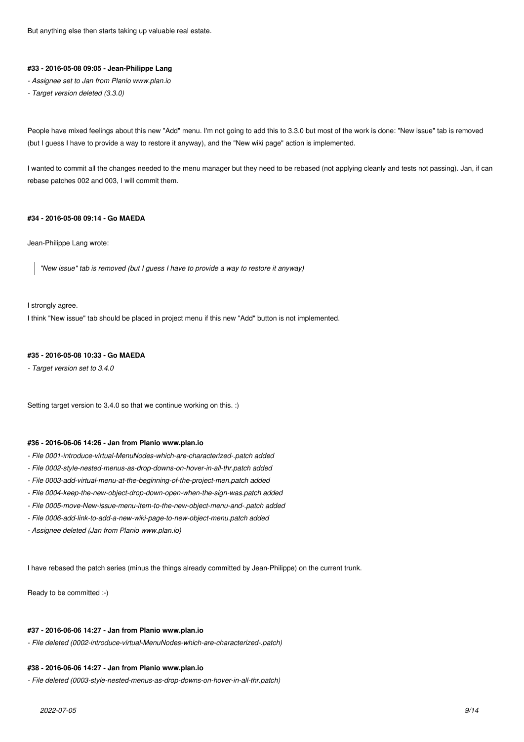But anything else then starts taking up valuable real estate.

#### #33 - 2016-05-08 09:05 - Jean-Philippe Lang

- *Assignee set to Jan from Planio www.plan.io*
- *Target version deleted (3.3.0)*

People have mixed feelings about this new "Add" menu. I'm not going to add this to 3.3.0 but most of the work is done: "New issue" tab is removed (but I guess I have to provide a way to restore it anyway), and the "New wiki page" action is implemented.

I wanted to commit all the changes needed to the menu manager but they need to be rebased (not applying cleanly and tests not passing). Jan, if can rebase patches 002 and 003, I will commit them.

#### #34 - 2016-05-08 09:14 - Go MAEDA

Jean-Philippe Lang wrote:

> *"New issue" tab is removed (but I guess I have to provide a way to restore it anyway)*

I strongly agree.
I think "New issue" tab should be placed in project menu if this new "Add" button is not implemented.

#### #35 - 2016-05-08 10:33 - Go MAEDA

- *Target version set to 3.4.0*

Setting target version to 3.4.0 so that we continue working on this. :)

#### #36 - 2016-06-06 14:26 - Jan from Planio www.plan.io

- *File 0001-introduce-virtual-MenuNodes-which-are-characterized-.patch added*
- *File 0002-style-nested-menus-as-drop-downs-on-hover-in-all-thr.patch added*
- *File 0003-add-virtual-menu-at-the-beginning-of-the-project-men.patch added*
- *File 0004-keep-the-new-object-drop-down-open-when-the-sign-was.patch added*
- *File 0005-move-New-issue-menu-item-to-the-new-object-menu-and-.patch added*
- *File 0006-add-link-to-add-a-new-wiki-page-to-new-object-menu.patch added*
- *Assignee deleted (Jan from Planio www.plan.io)*

I have rebased the patch series (minus the things already committed by Jean-Philippe) on the current trunk.

Ready to be committed :-)

#### #37 - 2016-06-06 14:27 - Jan from Planio www.plan.io

- *File deleted (0002-introduce-virtual-MenuNodes-which-are-characterized-.patch)*

#### #38 - 2016-06-06 14:27 - Jan from Planio www.plan.io

- *File deleted (0003-style-nested-menus-as-drop-downs-on-hover-in-all-thr.patch)*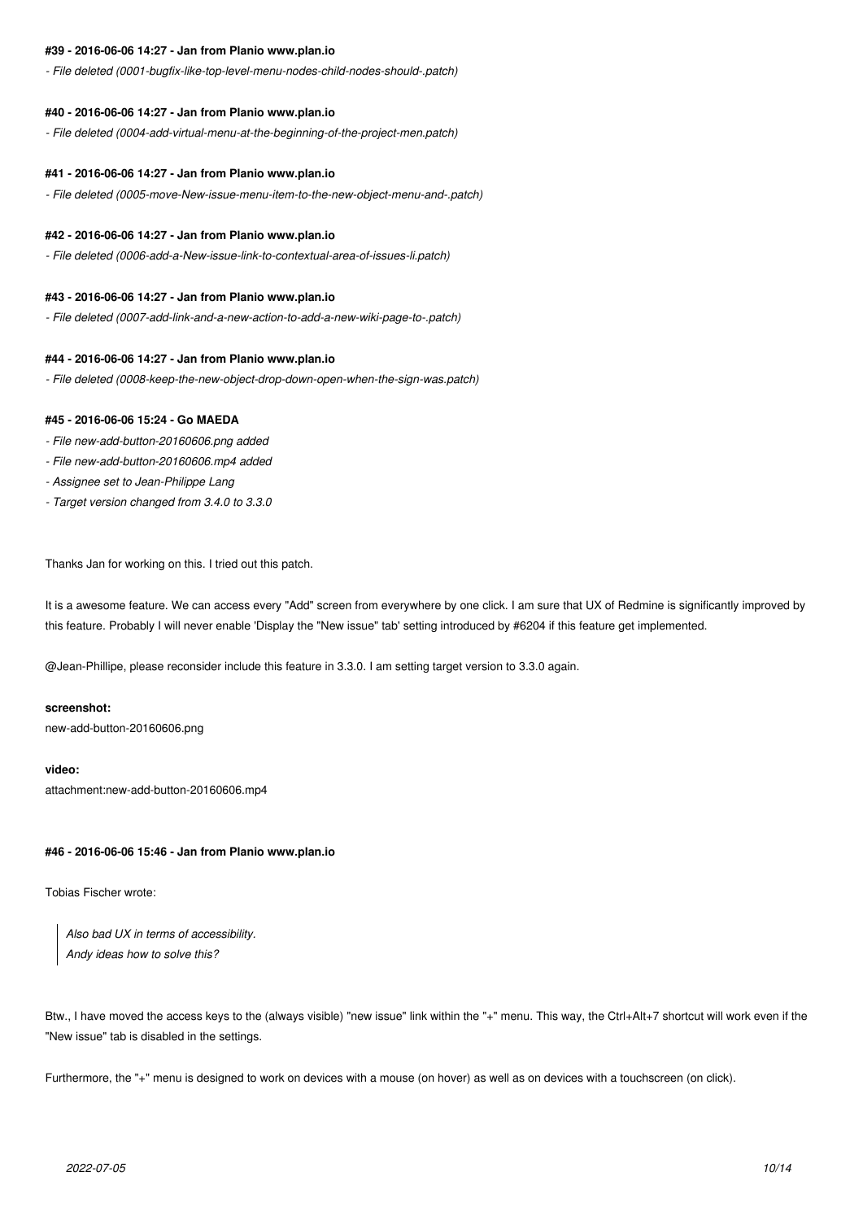#### #39 - 2016-06-06 14:27 - Jan from Planio www.plan.io

*- File deleted (0001-bugfix-like-top-level-menu-nodes-child-nodes-should-.patch)*

#### #40 - 2016-06-06 14:27 - Jan from Planio www.plan.io

*- File deleted (0004-add-virtual-menu-at-the-beginning-of-the-project-men.patch)*

#### #41 - 2016-06-06 14:27 - Jan from Planio www.plan.io

*- File deleted (0005-move-New-issue-menu-item-to-the-new-object-menu-and-.patch)*

#### #42 - 2016-06-06 14:27 - Jan from Planio www.plan.io

*- File deleted (0006-add-a-New-issue-link-to-contextual-area-of-issues-li.patch)*

#### #43 - 2016-06-06 14:27 - Jan from Planio www.plan.io

*- File deleted (0007-add-link-and-a-new-action-to-add-a-new-wiki-page-to-.patch)*

#### #44 - 2016-06-06 14:27 - Jan from Planio www.plan.io

*- File deleted (0008-keep-the-new-object-drop-down-open-when-the-sign-was.patch)*

#### #45 - 2016-06-06 15:24 - Go MAEDA

*- File new-add-button-20160606.png added*

*- File new-add-button-20160606.mp4 added*

*- Assignee set to Jean-Philippe Lang*

*- Target version changed from 3.4.0 to 3.3.0*

Thanks Jan for working on this. I tried out this patch.

It is a awesome feature. We can access every "Add" screen from everywhere by one click. I am sure that UX of Redmine is significantly improved by this feature. Probably I will never enable 'Display the "New issue" tab' setting introduced by #6204 if this feature get implemented.

@Jean-Phillipe, please reconsider include this feature in 3.3.0. I am setting target version to 3.3.0 again.

**screenshot:**

new-add-button-20160606.png

**video:**

attachment:new-add-button-20160606.mp4

#### #46 - 2016-06-06 15:46 - Jan from Planio www.plan.io

Tobias Fischer wrote:

> *Also bad UX in terms of accessibility.*
> *Andy ideas how to solve this?*

Btw., I have moved the access keys to the (always visible) "new issue" link within the "+" menu. This way, the Ctrl+Alt+7 shortcut will work even if the "New issue" tab is disabled in the settings.

Furthermore, the "+" menu is designed to work on devices with a mouse (on hover) as well as on devices with a touchscreen (on click).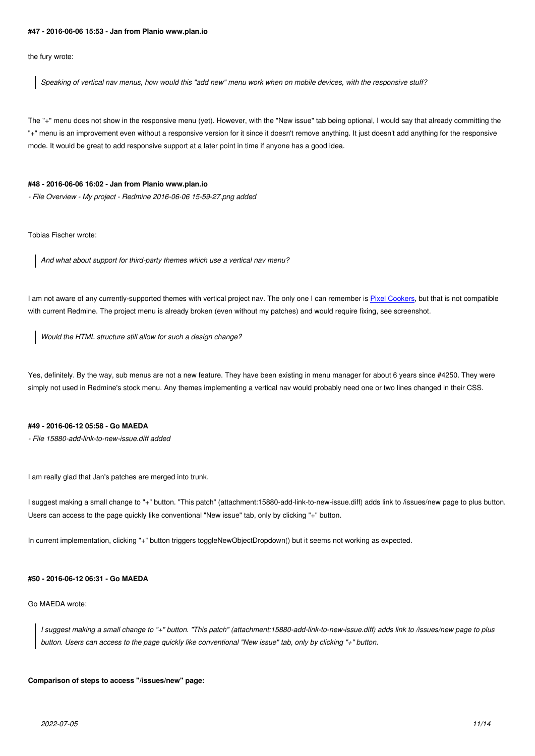#### #47 - 2016-06-06 15:53 - Jan from Planio www.plan.io

the fury wrote:

> *Speaking of vertical nav menus, how would this "add new" menu work when on mobile devices, with the responsive stuff?*

The "+" menu does not show in the responsive menu (yet). However, with the "New issue" tab being optional, I would say that already committing the "+" menu is an improvement even without a responsive version for it since it doesn't remove anything. It just doesn't add anything for the responsive mode. It would be great to add responsive support at a later point in time if anyone has a good idea.

#### #48 - 2016-06-06 16:02 - Jan from Planio www.plan.io

*- File Overview - My project - Redmine 2016-06-06 15-59-27.png added*

Tobias Fischer wrote:

> *And what about support for third-party themes which use a vertical nav menu?*

I am not aware of any currently-supported themes with vertical project nav. The only one I can remember is Pixel Cookers, but that is not compatible with current Redmine. The project menu is already broken (even without my patches) and would require fixing, see screenshot.

> *Would the HTML structure still allow for such a design change?*

Yes, definitely. By the way, sub menus are not a new feature. They have been existing in menu manager for about 6 years since #4250. They were simply not used in Redmine's stock menu. Any themes implementing a vertical nav would probably need one or two lines changed in their CSS.

#### #49 - 2016-06-12 05:58 - Go MAEDA

*- File 15880-add-link-to-new-issue.diff added*

I am really glad that Jan's patches are merged into trunk.

I suggest making a small change to "+" button. "This patch" (attachment:15880-add-link-to-new-issue.diff) adds link to /issues/new page to plus button. Users can access to the page quickly like conventional "New issue" tab, only by clicking "+" button.

In current implementation, clicking "+" button triggers toggleNewObjectDropdown() but it seems not working as expected.

#### #50 - 2016-06-12 06:31 - Go MAEDA

Go MAEDA wrote:

> *I suggest making a small change to "+" button. "This patch" (attachment:15880-add-link-to-new-issue.diff) adds link to /issues/new page to plus button. Users can access to the page quickly like conventional "New issue" tab, only by clicking "+" button.*

**Comparison of steps to access "/issues/new" page:**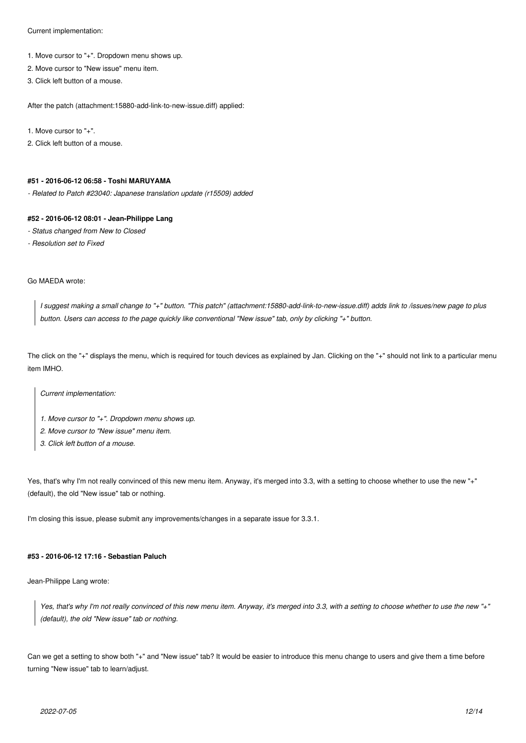Current implementation:

1. Move cursor to "+". Dropdown menu shows up.
2. Move cursor to "New issue" menu item.
3. Click left button of a mouse.

After the patch (attachment:15880-add-link-to-new-issue.diff) applied:

1. Move cursor to "+".
2. Click left button of a mouse.

#### #51 - 2016-06-12 06:58 - Toshi MARUYAMA

*- Related to Patch #23040: Japanese translation update (r15509) added*

#### #52 - 2016-06-12 08:01 - Jean-Philippe Lang

*- Status changed from New to Closed*
*- Resolution set to Fixed*

Go MAEDA wrote:

> *I suggest making a small change to "+" button. "This patch" (attachment:15880-add-link-to-new-issue.diff) adds link to /issues/new page to plus button. Users can access to the page quickly like conventional "New issue" tab, only by clicking "+" button.*

The click on the "+" displays the menu, which is required for touch devices as explained by Jan. Clicking on the "+" should not link to a particular menu item IMHO.

> *Current implementation:*
>
> *1. Move cursor to "+". Dropdown menu shows up.*
> *2. Move cursor to "New issue" menu item.*
> *3. Click left button of a mouse.*

Yes, that's why I'm not really convinced of this new menu item. Anyway, it's merged into 3.3, with a setting to choose whether to use the new "+" (default), the old "New issue" tab or nothing.

I'm closing this issue, please submit any improvements/changes in a separate issue for 3.3.1.

#### #53 - 2016-06-12 17:16 - Sebastian Paluch

Jean-Philippe Lang wrote:

> *Yes, that's why I'm not really convinced of this new menu item. Anyway, it's merged into 3.3, with a setting to choose whether to use the new "+" (default), the old "New issue" tab or nothing.*

Can we get a setting to show both "+" and "New issue" tab? It would be easier to introduce this menu change to users and give them a time before turning "New issue" tab to learn/adjust.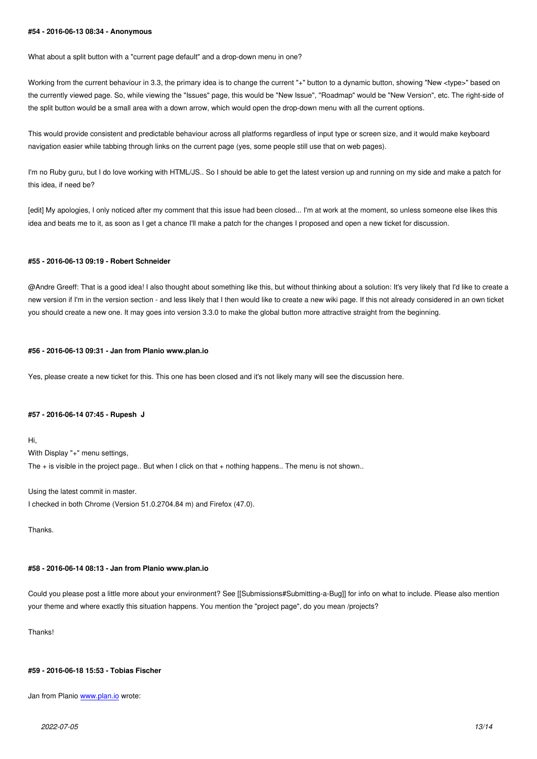#### #54 - 2016-06-13 08:34 - Anonymous

What about a split button with a "current page default" and a drop-down menu in one?

Working from the current behaviour in 3.3, the primary idea is to change the current "+" button to a dynamic button, showing "New <type>" based on the currently viewed page. So, while viewing the "Issues" page, this would be "New Issue", "Roadmap" would be "New Version", etc. The right-side of the split button would be a small area with a down arrow, which would open the drop-down menu with all the current options.

This would provide consistent and predictable behaviour across all platforms regardless of input type or screen size, and it would make keyboard navigation easier while tabbing through links on the current page (yes, some people still use that on web pages).

I'm no Ruby guru, but I do love working with HTML/JS.. So I should be able to get the latest version up and running on my side and make a patch for this idea, if need be?

[edit] My apologies, I only noticed after my comment that this issue had been closed... I'm at work at the moment, so unless someone else likes this idea and beats me to it, as soon as I get a chance I'll make a patch for the changes I proposed and open a new ticket for discussion.

#### #55 - 2016-06-13 09:19 - Robert Schneider

@Andre Greeff: That is a good idea! I also thought about something like this, but without thinking about a solution: It's very likely that I'd like to create a new version if I'm in the version section - and less likely that I then would like to create a new wiki page. If this not already considered in an own ticket you should create a new one. It may goes into version 3.3.0 to make the global button more attractive straight from the beginning.

#### #56 - 2016-06-13 09:31 - Jan from Planio www.plan.io

Yes, please create a new ticket for this. This one has been closed and it's not likely many will see the discussion here.

#### #57 - 2016-06-14 07:45 - Rupesh J

Hi,
With Display "+" menu settings,
The + is visible in the project page.. But when I click on that + nothing happens.. The menu is not shown..

Using the latest commit in master.
I checked in both Chrome (Version 51.0.2704.84 m) and Firefox (47.0).

Thanks.

#### #58 - 2016-06-14 08:13 - Jan from Planio www.plan.io

Could you please post a little more about your environment? See [[Submissions#Submitting-a-Bug]] for info on what to include. Please also mention your theme and where exactly this situation happens. You mention the "project page", do you mean /projects?

Thanks!

#### #59 - 2016-06-18 15:53 - Tobias Fischer

Jan from Planio www.plan.io wrote: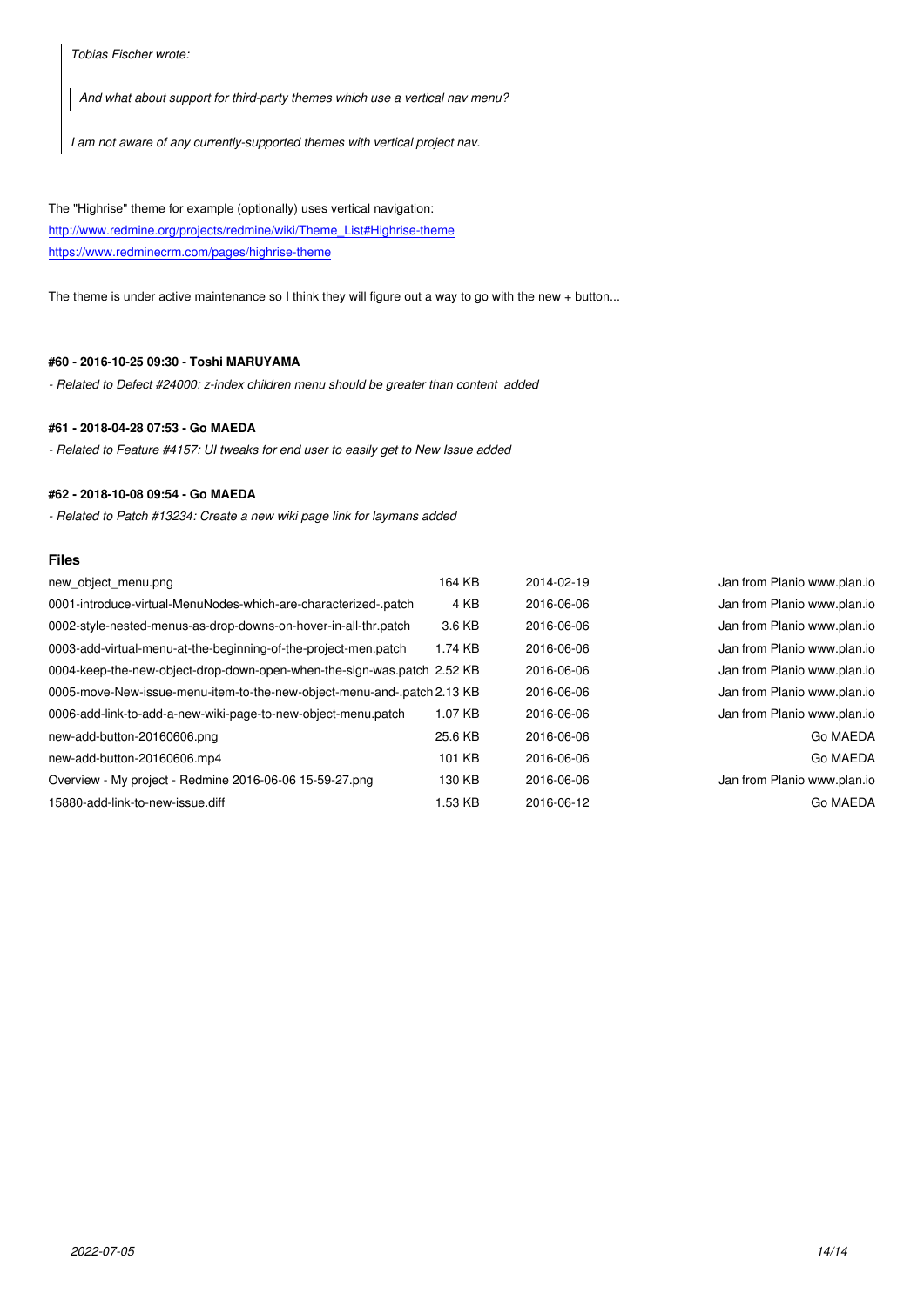> *Tobias Fischer wrote:*
>
> > *And what about support for third-party themes which use a vertical nav menu?*
>
> *I am not aware of any currently-supported themes with vertical project nav.*

The "Highrise" theme for example (optionally) uses vertical navigation:
http://www.redmine.org/projects/redmine/wiki/Theme_List#Highrise-theme
https://www.redminecrm.com/pages/highrise-theme

The theme is under active maintenance so I think they will figure out a way to go with the new + button...

#### #60 - 2016-10-25 09:30 - Toshi MARUYAMA

*- Related to Defect #24000: z-index children menu should be greater than content added*

#### #61 - 2018-04-28 07:53 - Go MAEDA

*- Related to Feature #4157: UI tweaks for end user to easily get to New Issue added*

#### #62 - 2018-10-08 09:54 - Go MAEDA

*- Related to Patch #13234: Create a new wiki page link for laymans added*

### Files

| | | | |
|---|---|---|---|
| new_object_menu.png | 164 KB | 2014-02-19 | Jan from Planio www.plan.io |
| 0001-introduce-virtual-MenuNodes-which-are-characterized-.patch | 4 KB | 2016-06-06 | Jan from Planio www.plan.io |
| 0002-style-nested-menus-as-drop-downs-on-hover-in-all-thr.patch | 3.6 KB | 2016-06-06 | Jan from Planio www.plan.io |
| 0003-add-virtual-menu-at-the-beginning-of-the-project-men.patch | 1.74 KB | 2016-06-06 | Jan from Planio www.plan.io |
| 0004-keep-the-new-object-drop-down-open-when-the-sign-was.patch | 2.52 KB | 2016-06-06 | Jan from Planio www.plan.io |
| 0005-move-New-issue-menu-item-to-the-new-object-menu-and-.patch | 2.13 KB | 2016-06-06 | Jan from Planio www.plan.io |
| 0006-add-link-to-add-a-new-wiki-page-to-new-object-menu.patch | 1.07 KB | 2016-06-06 | Jan from Planio www.plan.io |
| new-add-button-20160606.png | 25.6 KB | 2016-06-06 | Go MAEDA |
| new-add-button-20160606.mp4 | 101 KB | 2016-06-06 | Go MAEDA |
| Overview - My project - Redmine 2016-06-06 15-59-27.png | 130 KB | 2016-06-06 | Jan from Planio www.plan.io |
| 15880-add-link-to-new-issue.diff | 1.53 KB | 2016-06-12 | Go MAEDA |